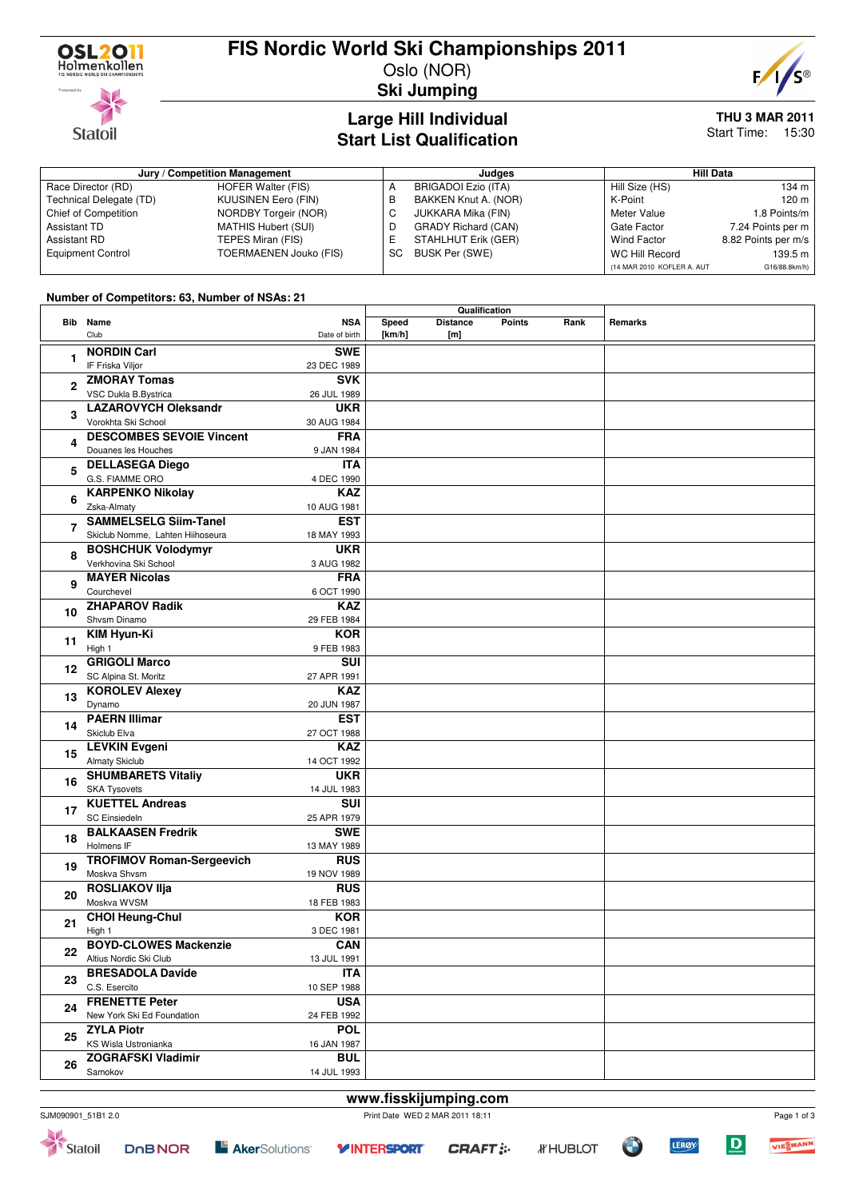# FIS Nordic World Ski Championships 2011

Oslo (NOR)

## Ski Jumping

### Large Hill Individual
### Start List Qualification

**THU 3 MAR 2011**
Start Time: 15:30

| Jury / Competition Management | | Judges | | Hill Data | |
|---|---|---|---|---|---|
| Race Director (RD) | HOFER Walter (FIS) | A | BRIGADOI Ezio (ITA) | Hill Size (HS) | 134 m |
| Technical Delegate (TD) | KUUSINEN Eero (FIN) | B | BAKKEN Knut A. (NOR) | K-Point | 120 m |
| Chief of Competition | NORDBY Torgeir (NOR) | C | JUKKARA Mika (FIN) | Meter Value | 1.8 Points/m |
| Assistant TD | MATHIS Hubert (SUI) | D | GRADY Richard (CAN) | Gate Factor | 7.24 Points per m |
| Assistant RD | TEPES Miran (FIS) | E | STAHLHUT Erik (GER) | Wind Factor | 8.82 Points per m/s |
| Equipment Control | TOERMAENEN Jouko (FIS) | SC | BUSK Per (SWE) | WC Hill Record | 139.5 m |
| | | | | (14 MAR 2010 KOFLER A. AUT | G16/88.8km/h) |

**Number of Competitors: 63, Number of NSAs: 21**

| Bib | Name / Club | NSA / Date of birth | Speed [km/h] | Distance [m] | Points | Rank | Remarks |
|---|---|---|---|---|---|---|---|
| 1 | **NORDIN Carl** IF Friska Viljor | **SWE** 23 DEC 1989 | | | | | |
| 2 | **ZMORAY Tomas** VSC Dukla B.Bystrica | **SVK** 26 JUL 1989 | | | | | |
| 3 | **LAZAROVYCH Oleksandr** Vorokhta Ski School | **UKR** 30 AUG 1984 | | | | | |
| 4 | **DESCOMBES SEVOIE Vincent** Douanes les Houches | **FRA** 9 JAN 1984 | | | | | |
| 5 | **DELLASEGA Diego** G.S. FIAMME ORO | **ITA** 4 DEC 1990 | | | | | |
| 6 | **KARPENKO Nikolay** Zska-Almaty | **KAZ** 10 AUG 1981 | | | | | |
| 7 | **SAMMELSELG Siim-Tanel** Skiclub Nomme, Lahten Hiihoseura | **EST** 18 MAY 1993 | | | | | |
| 8 | **BOSHCHUK Volodymyr** Verkhovina Ski School | **UKR** 3 AUG 1982 | | | | | |
| 9 | **MAYER Nicolas** Courchevel | **FRA** 6 OCT 1990 | | | | | |
| 10 | **ZHAPAROV Radik** Shvsm Dinamo | **KAZ** 29 FEB 1984 | | | | | |
| 11 | **KIM Hyun-Ki** High 1 | **KOR** 9 FEB 1983 | | | | | |
| 12 | **GRIGOLI Marco** SC Alpina St. Moritz | **SUI** 27 APR 1991 | | | | | |
| 13 | **KOROLEV Alexey** Dynamo | **KAZ** 20 JUN 1987 | | | | | |
| 14 | **PAERN Illimar** Skiclub Elva | **EST** 27 OCT 1988 | | | | | |
| 15 | **LEVKIN Evgeni** Almaty Skiclub | **KAZ** 14 OCT 1992 | | | | | |
| 16 | **SHUMBARETS Vitaliy** SKA Tysovets | **UKR** 14 JUL 1983 | | | | | |
| 17 | **KUETTEL Andreas** SC Einsiedeln | **SUI** 25 APR 1979 | | | | | |
| 18 | **BALKAASEN Fredrik** Holmens IF | **SWE** 13 MAY 1989 | | | | | |
| 19 | **TROFIMOV Roman-Sergeevich** Moskva Shvsm | **RUS** 19 NOV 1989 | | | | | |
| 20 | **ROSLIAKOV Ilja** Moskva WVSM | **RUS** 18 FEB 1983 | | | | | |
| 21 | **CHOI Heung-Chul** High 1 | **KOR** 3 DEC 1981 | | | | | |
| 22 | **BOYD-CLOWES Mackenzie** Altius Nordic Ski Club | **CAN** 13 JUL 1991 | | | | | |
| 23 | **BRESADOLA Davide** C.S. Esercito | **ITA** 10 SEP 1988 | | | | | |
| 24 | **FRENETTE Peter** New York Ski Ed Foundation | **USA** 24 FEB 1992 | | | | | |
| 25 | **ZYLA Piotr** KS Wisla Ustronianka | **POL** 16 JAN 1987 | | | | | |
| 26 | **ZOGRAFSKI Vladimir** Samokov | **BUL** 14 JUL 1993 | | | | | |

www.fisskijumping.com

SJM090901_51B1 2.0 Print Date WED 2 MAR 2011 18:11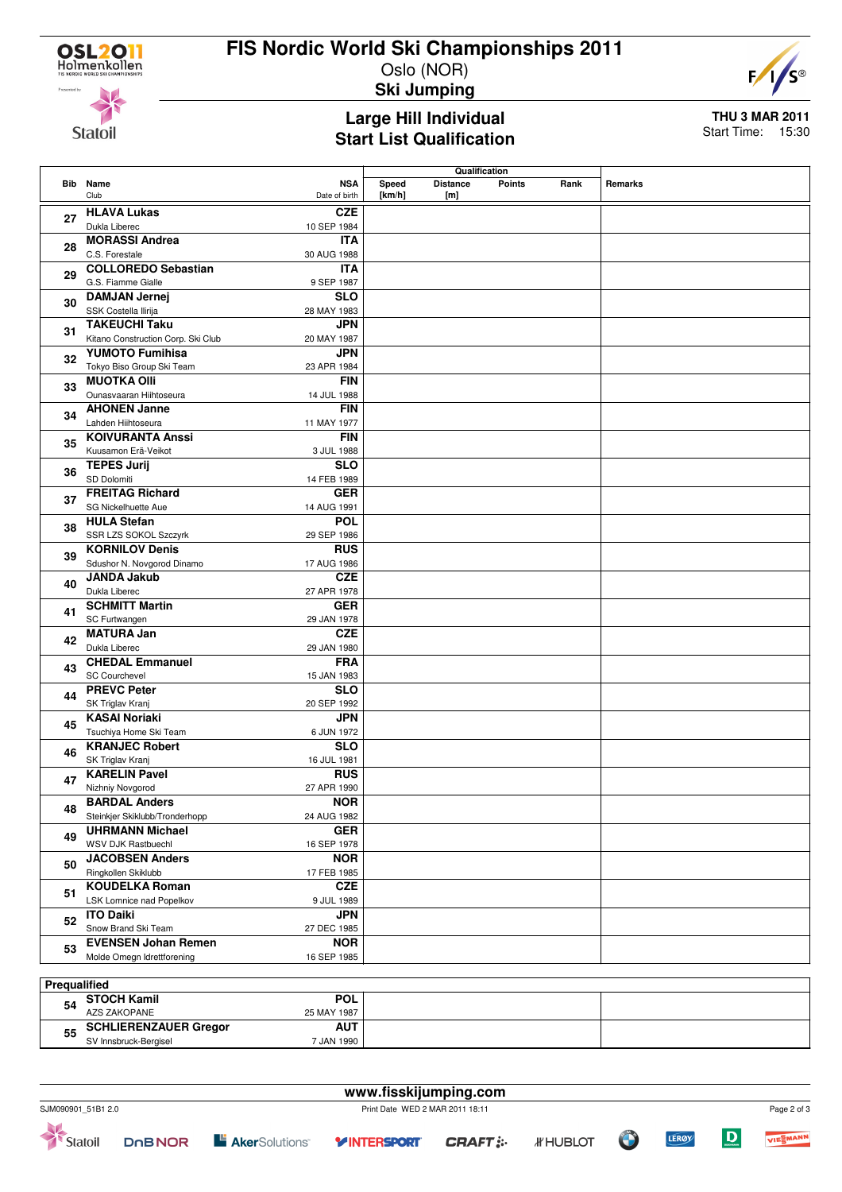# FIS Nordic World Ski Championships 2011

Oslo (NOR)

**Ski Jumping**

## Large Hill Individual
## Start List Qualification

**THU 3 MAR 2011**
Start Time: 15:30

| Bib | Name / Club | NSA / Date of birth | Speed [km/h] | Distance [m] | Points | Rank | Remarks |
|---|---|---|---|---|---|---|---|
| 27 | **HLAVA Lukas** Dukla Liberec | **CZE** 10 SEP 1984 | | | | | |
| 28 | **MORASSI Andrea** C.S. Forestale | **ITA** 30 AUG 1988 | | | | | |
| 29 | **COLLOREDO Sebastian** G.S. Fiamme Gialle | **ITA** 9 SEP 1987 | | | | | |
| 30 | **DAMJAN Jernej** SSK Costella Ilirija | **SLO** 28 MAY 1983 | | | | | |
| 31 | **TAKEUCHI Taku** Kitano Construction Corp. Ski Club | **JPN** 20 MAY 1987 | | | | | |
| 32 | **YUMOTO Fumihisa** Tokyo Biso Group Ski Team | **JPN** 23 APR 1984 | | | | | |
| 33 | **MUOTKA Olli** Ounasvaaran Hiihtoseura | **FIN** 14 JUL 1988 | | | | | |
| 34 | **AHONEN Janne** Lahden Hiihtoseura | **FIN** 11 MAY 1977 | | | | | |
| 35 | **KOIVURANTA Anssi** Kuusamon Erä-Veikot | **FIN** 3 JUL 1988 | | | | | |
| 36 | **TEPES Jurij** SD Dolomiti | **SLO** 14 FEB 1989 | | | | | |
| 37 | **FREITAG Richard** SG Nickelhuette Aue | **GER** 14 AUG 1991 | | | | | |
| 38 | **HULA Stefan** SSR LZS SOKOL Szczyrk | **POL** 29 SEP 1986 | | | | | |
| 39 | **KORNILOV Denis** Sdushor N. Novgorod Dinamo | **RUS** 17 AUG 1986 | | | | | |
| 40 | **JANDA Jakub** Dukla Liberec | **CZE** 27 APR 1978 | | | | | |
| 41 | **SCHMITT Martin** SC Furtwangen | **GER** 29 JAN 1978 | | | | | |
| 42 | **MATURA Jan** Dukla Liberec | **CZE** 29 JAN 1980 | | | | | |
| 43 | **CHEDAL Emmanuel** SC Courchevel | **FRA** 15 JAN 1983 | | | | | |
| 44 | **PREVC Peter** SK Triglav Kranj | **SLO** 20 SEP 1992 | | | | | |
| 45 | **KASAI Noriaki** Tsuchiya Home Ski Team | **JPN** 6 JUN 1972 | | | | | |
| 46 | **KRANJEC Robert** SK Triglav Kranj | **SLO** 16 JUL 1981 | | | | | |
| 47 | **KARELIN Pavel** Nizhniy Novgorod | **RUS** 27 APR 1990 | | | | | |
| 48 | **BARDAL Anders** Steinkjer Skiklubb/Tronderhopp | **NOR** 24 AUG 1982 | | | | | |
| 49 | **UHRMANN Michael** WSV DJK Rastbuechl | **GER** 16 SEP 1978 | | | | | |
| 50 | **JACOBSEN Anders** Ringkollen Skiklubb | **NOR** 17 FEB 1985 | | | | | |
| 51 | **KOUDELKA Roman** LSK Lomnice nad Popelkov | **CZE** 9 JUL 1989 | | | | | |
| 52 | **ITO Daiki** Snow Brand Ski Team | **JPN** 27 DEC 1985 | | | | | |
| 53 | **EVENSEN Johan Remen** Molde Omegn Idrettforening | **NOR** 16 SEP 1985 | | | | | |

**Prequalified**

| Bib | Name / Club | NSA / Date of birth | | Remarks |
|---|---|---|---|---|
| 54 | **STOCH Kamil** AZS ZAKOPANE | **POL** 25 MAY 1987 | | |
| 55 | **SCHLIERENZAUER Gregor** SV Innsbruck-Bergisel | **AUT** 7 JAN 1990 | | |

www.fisskijumping.com

SJM090901_51B1 2.0 Print Date WED 2 MAR 2011 18:11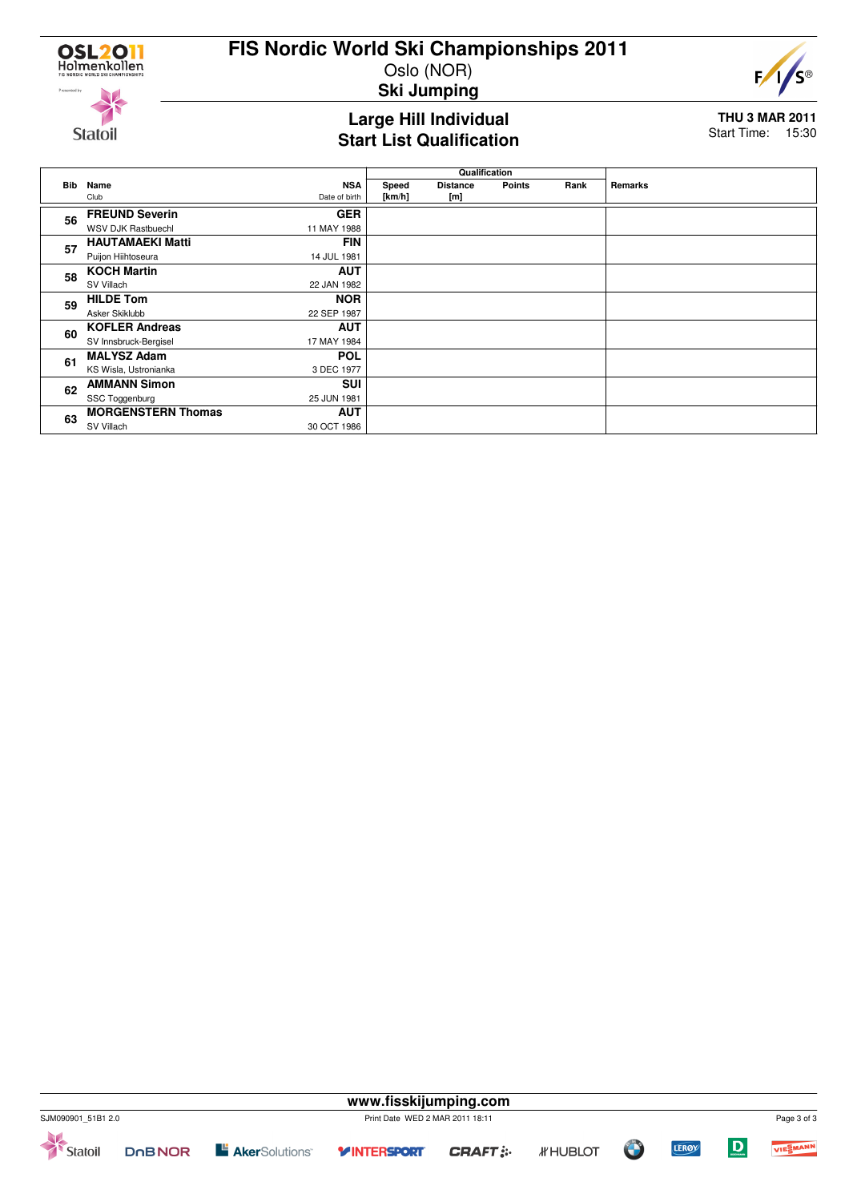# FIS Nordic World Ski Championships 2011

Oslo (NOR)

**Ski Jumping**

## Large Hill Individual
## Start List Qualification

**THU 3 MAR 2011**
Start Time: 15:30

| Bib | Name / Club | NSA / Date of birth | Qualification | | | | Remarks |
|---|---|---|---|---|---|---|---|
| | | | Speed [km/h] | Distance [m] | Points | Rank | |
| 56 | **FREUND Severin** WSV DJK Rastbuechl | **GER** 11 MAY 1988 | | | | | |
| 57 | **HAUTAMAEKI Matti** Puijon Hiihtoseura | **FIN** 14 JUL 1981 | | | | | |
| 58 | **KOCH Martin** SV Villach | **AUT** 22 JAN 1982 | | | | | |
| 59 | **HILDE Tom** Asker Skiklubb | **NOR** 22 SEP 1987 | | | | | |
| 60 | **KOFLER Andreas** SV Innsbruck-Bergisel | **AUT** 17 MAY 1984 | | | | | |
| 61 | **MALYSZ Adam** KS Wisla, Ustronianka | **POL** 3 DEC 1977 | | | | | |
| 62 | **AMMANN Simon** SSC Toggenburg | **SUI** 25 JUN 1981 | | | | | |
| 63 | **MORGENSTERN Thomas** SV Villach | **AUT** 30 OCT 1986 | | | | | |

www.fisskijumping.com

SJM090901_51B1 2.0

Print Date WED 2 MAR 2011 18:11